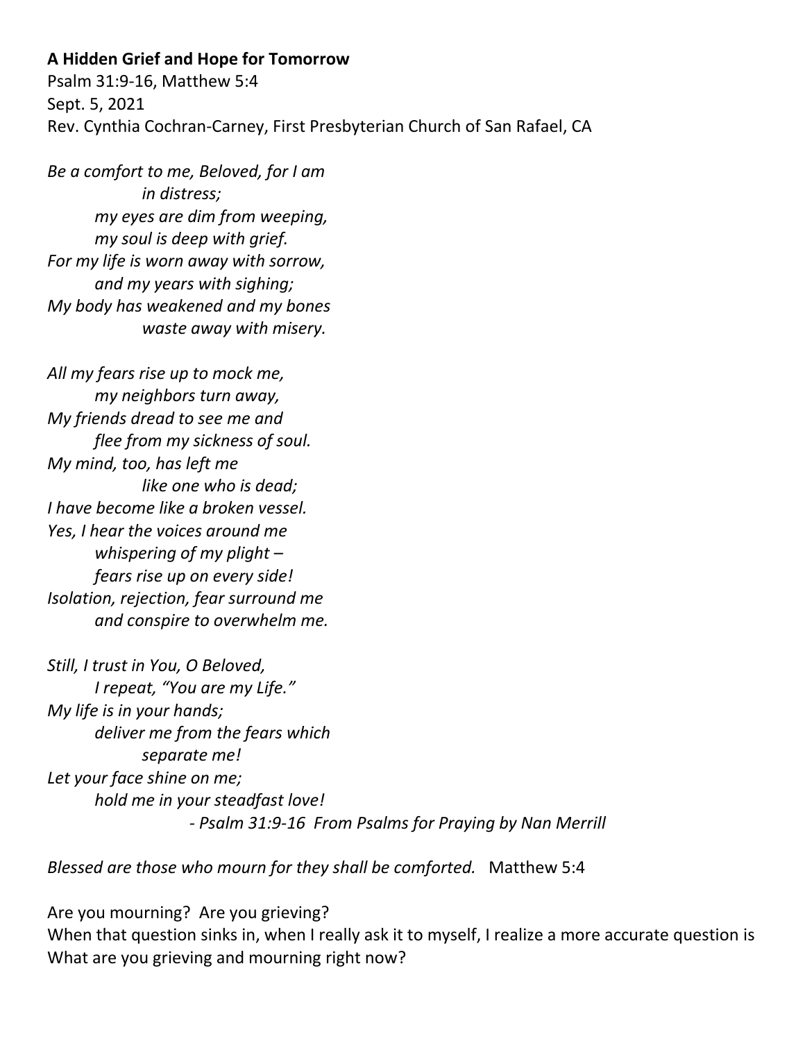**A Hidden Grief and Hope for Tomorrow**

Psalm 31:9-16, Matthew 5:4

Sept. 5, 2021

Rev. Cynthia Cochran-Carney, First Presbyterian Church of San Rafael, CA

*Be a comfort to me, Beloved, for I am*
*in distress;*
*my eyes are dim from weeping,*
*my soul is deep with grief.*
*For my life is worn away with sorrow,*
*and my years with sighing;*
*My body has weakened and my bones*
*waste away with misery.*

*All my fears rise up to mock me,*
*my neighbors turn away,*
*My friends dread to see me and*
*flee from my sickness of soul.*
*My mind, too, has left me*
*like one who is dead;*
*I have become like a broken vessel.*
*Yes, I hear the voices around me*
*whispering of my plight –*
*fears rise up on every side!*
*Isolation, rejection, fear surround me*
*and conspire to overwhelm me.*

*Still, I trust in You, O Beloved,*
*I repeat, "You are my Life."*
*My life is in your hands;*
*deliver me from the fears which*
*separate me!*
*Let your face shine on me;*
*hold me in your steadfast love!*

*- Psalm 31:9-16 From Psalms for Praying by Nan Merrill*

*Blessed are those who mourn for they shall be comforted.* Matthew 5:4

Are you mourning? Are you grieving?

When that question sinks in, when I really ask it to myself, I realize a more accurate question is What are you grieving and mourning right now?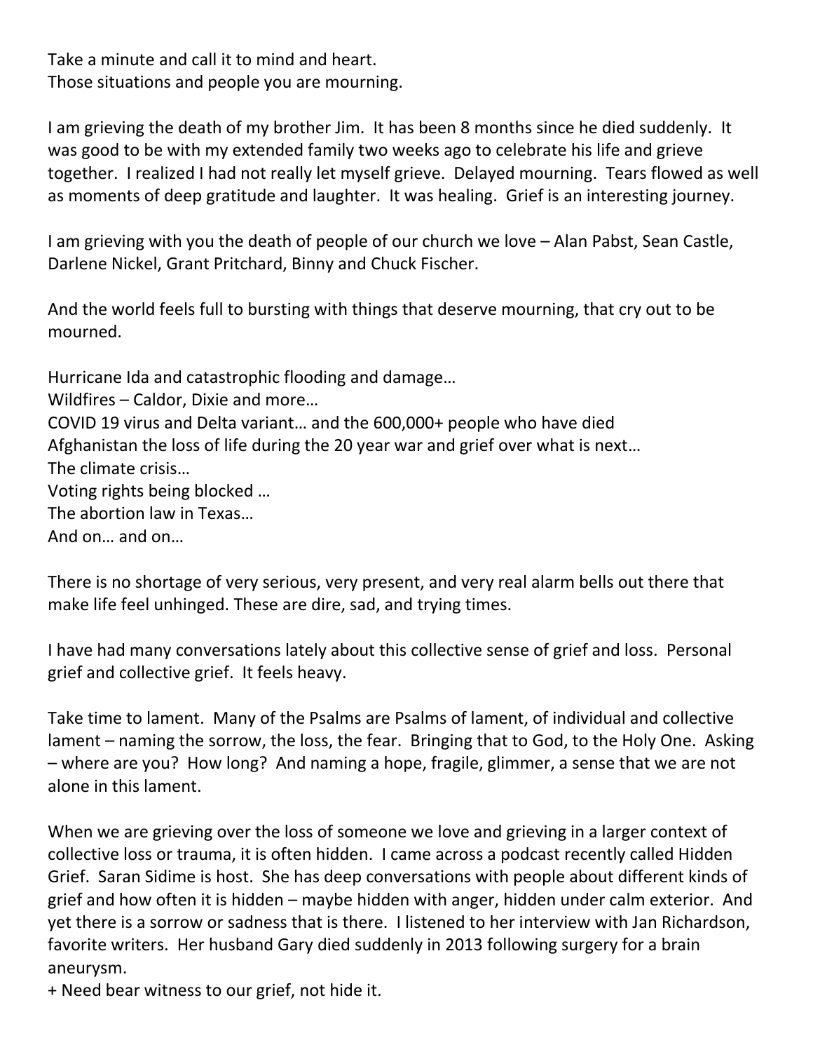Take a minute and call it to mind and heart.
Those situations and people you are mourning.

I am grieving the death of my brother Jim. It has been 8 months since he died suddenly. It was good to be with my extended family two weeks ago to celebrate his life and grieve together. I realized I had not really let myself grieve. Delayed mourning. Tears flowed as well as moments of deep gratitude and laughter. It was healing. Grief is an interesting journey.

I am grieving with you the death of people of our church we love – Alan Pabst, Sean Castle, Darlene Nickel, Grant Pritchard, Binny and Chuck Fischer.

And the world feels full to bursting with things that deserve mourning, that cry out to be mourned.

Hurricane Ida and catastrophic flooding and damage…
Wildfires – Caldor, Dixie and more…
COVID 19 virus and Delta variant… and the 600,000+ people who have died
Afghanistan the loss of life during the 20 year war and grief over what is next…
The climate crisis…
Voting rights being blocked …
The abortion law in Texas…
And on… and on…

There is no shortage of very serious, very present, and very real alarm bells out there that make life feel unhinged. These are dire, sad, and trying times.

I have had many conversations lately about this collective sense of grief and loss. Personal grief and collective grief. It feels heavy.

Take time to lament. Many of the Psalms are Psalms of lament, of individual and collective lament – naming the sorrow, the loss, the fear. Bringing that to God, to the Holy One. Asking – where are you? How long? And naming a hope, fragile, glimmer, a sense that we are not alone in this lament.

When we are grieving over the loss of someone we love and grieving in a larger context of collective loss or trauma, it is often hidden. I came across a podcast recently called Hidden Grief. Saran Sidime is host. She has deep conversations with people about different kinds of grief and how often it is hidden – maybe hidden with anger, hidden under calm exterior. And yet there is a sorrow or sadness that is there. I listened to her interview with Jan Richardson, favorite writers. Her husband Gary died suddenly in 2013 following surgery for a brain aneurysm.

+ Need bear witness to our grief, not hide it.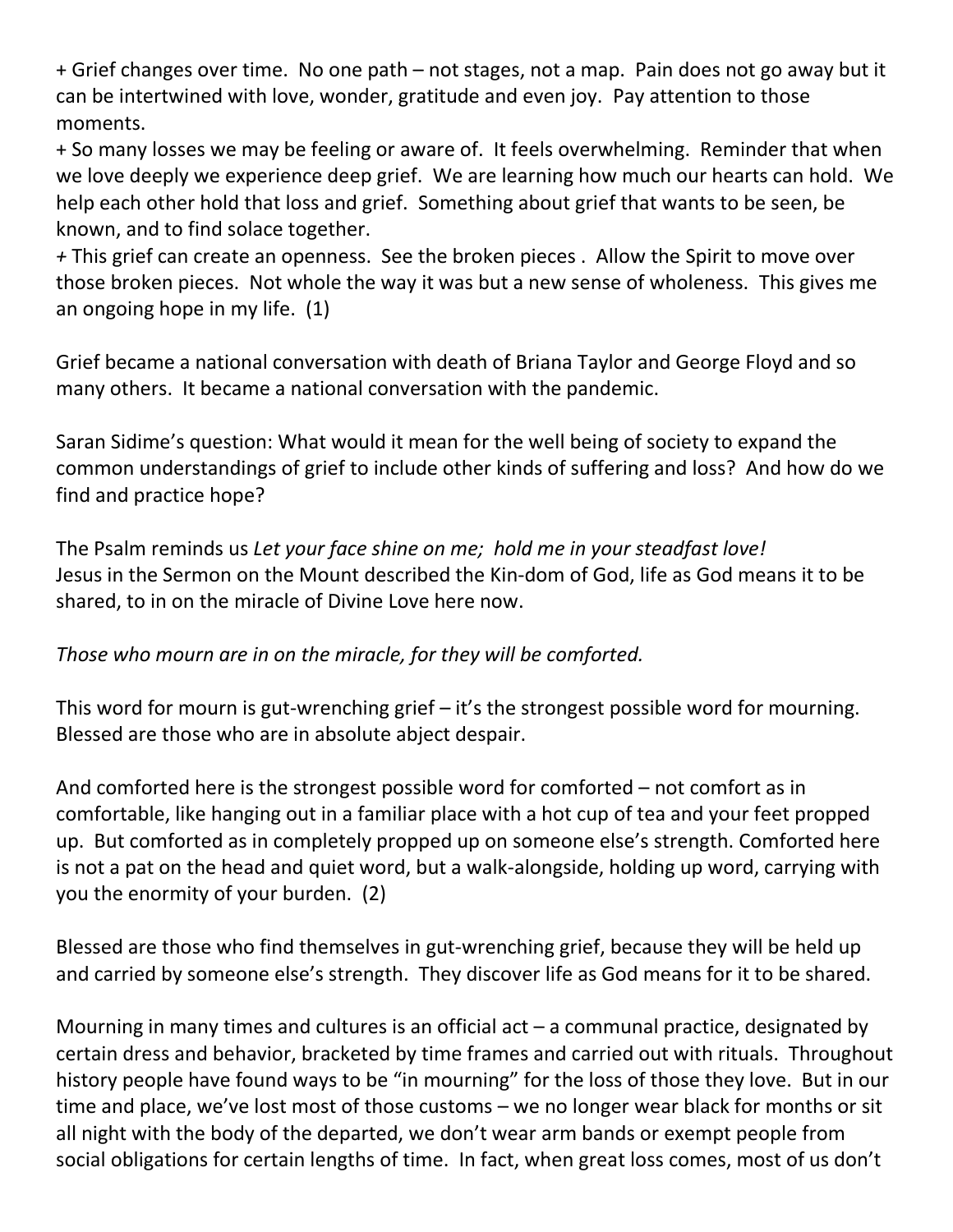+ Grief changes over time. No one path – not stages, not a map. Pain does not go away but it can be intertwined with love, wonder, gratitude and even joy. Pay attention to those moments.
+ So many losses we may be feeling or aware of. It feels overwhelming. Reminder that when we love deeply we experience deep grief. We are learning how much our hearts can hold. We help each other hold that loss and grief. Something about grief that wants to be seen, be known, and to find solace together.
+ This grief can create an openness. See the broken pieces . Allow the Spirit to move over those broken pieces. Not whole the way it was but a new sense of wholeness. This gives me an ongoing hope in my life. (1)

Grief became a national conversation with death of Briana Taylor and George Floyd and so many others. It became a national conversation with the pandemic.

Saran Sidime's question: What would it mean for the well being of society to expand the common understandings of grief to include other kinds of suffering and loss? And how do we find and practice hope?

The Psalm reminds us *Let your face shine on me; hold me in your steadfast love!*
Jesus in the Sermon on the Mount described the Kin-dom of God, life as God means it to be shared, to in on the miracle of Divine Love here now.

*Those who mourn are in on the miracle, for they will be comforted.*

This word for mourn is gut-wrenching grief – it's the strongest possible word for mourning. Blessed are those who are in absolute abject despair.

And comforted here is the strongest possible word for comforted – not comfort as in comfortable, like hanging out in a familiar place with a hot cup of tea and your feet propped up. But comforted as in completely propped up on someone else's strength. Comforted here is not a pat on the head and quiet word, but a walk-alongside, holding up word, carrying with you the enormity of your burden. (2)

Blessed are those who find themselves in gut-wrenching grief, because they will be held up and carried by someone else's strength. They discover life as God means for it to be shared.

Mourning in many times and cultures is an official act – a communal practice, designated by certain dress and behavior, bracketed by time frames and carried out with rituals. Throughout history people have found ways to be "in mourning" for the loss of those they love. But in our time and place, we've lost most of those customs – we no longer wear black for months or sit all night with the body of the departed, we don't wear arm bands or exempt people from social obligations for certain lengths of time. In fact, when great loss comes, most of us don't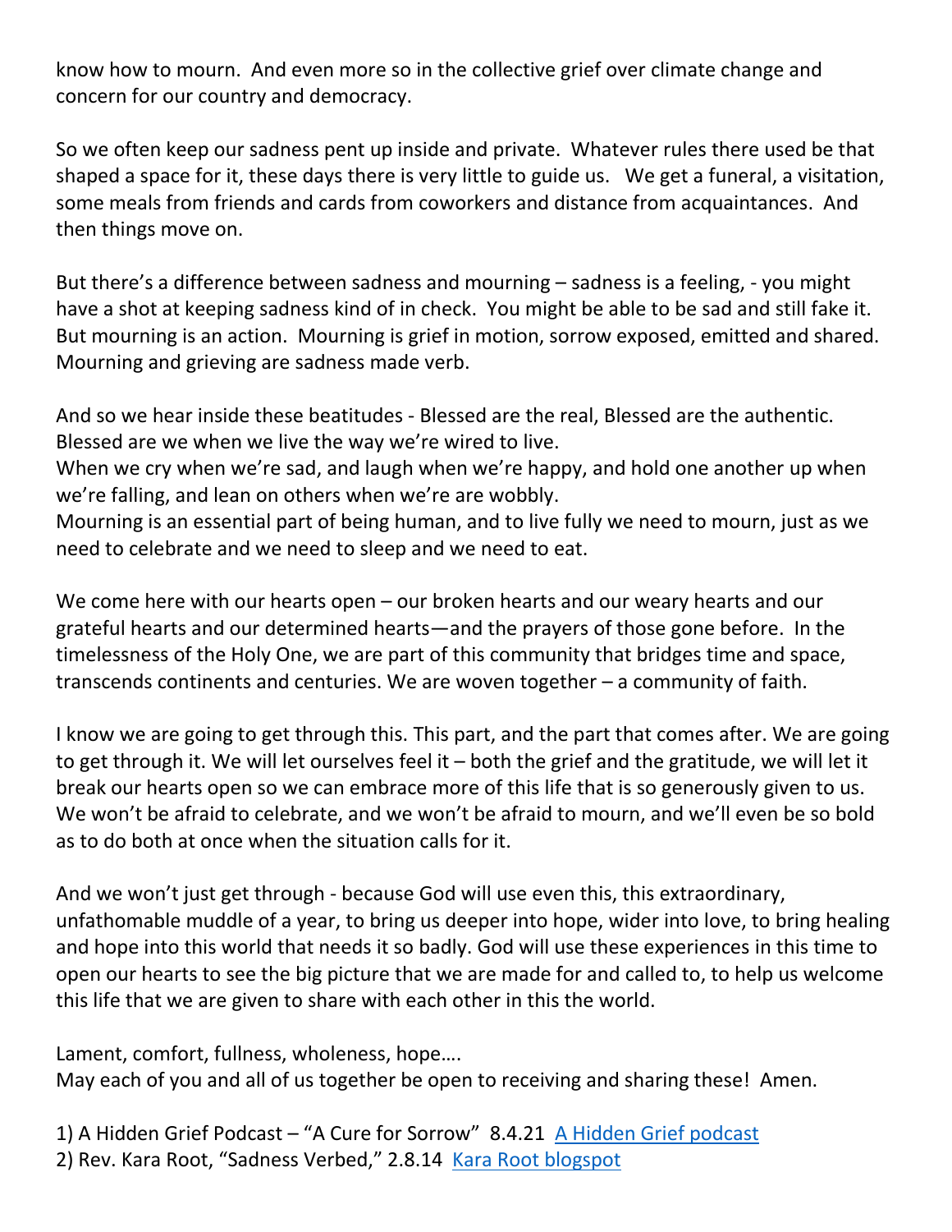know how to mourn. And even more so in the collective grief over climate change and concern for our country and democracy.

So we often keep our sadness pent up inside and private. Whatever rules there used be that shaped a space for it, these days there is very little to guide us. We get a funeral, a visitation, some meals from friends and cards from coworkers and distance from acquaintances. And then things move on.

But there's a difference between sadness and mourning – sadness is a feeling, - you might have a shot at keeping sadness kind of in check. You might be able to be sad and still fake it. But mourning is an action. Mourning is grief in motion, sorrow exposed, emitted and shared. Mourning and grieving are sadness made verb.

And so we hear inside these beatitudes - Blessed are the real, Blessed are the authentic. Blessed are we when we live the way we're wired to live.
When we cry when we're sad, and laugh when we're happy, and hold one another up when we're falling, and lean on others when we're are wobbly.
Mourning is an essential part of being human, and to live fully we need to mourn, just as we need to celebrate and we need to sleep and we need to eat.

We come here with our hearts open – our broken hearts and our weary hearts and our grateful hearts and our determined hearts—and the prayers of those gone before. In the timelessness of the Holy One, we are part of this community that bridges time and space, transcends continents and centuries. We are woven together – a community of faith.

I know we are going to get through this. This part, and the part that comes after. We are going to get through it. We will let ourselves feel it – both the grief and the gratitude, we will let it break our hearts open so we can embrace more of this life that is so generously given to us. We won't be afraid to celebrate, and we won't be afraid to mourn, and we'll even be so bold as to do both at once when the situation calls for it.

And we won't just get through - because God will use even this, this extraordinary, unfathomable muddle of a year, to bring us deeper into hope, wider into love, to bring healing and hope into this world that needs it so badly. God will use these experiences in this time to open our hearts to see the big picture that we are made for and called to, to help us welcome this life that we are given to share with each other in this the world.

Lament, comfort, fullness, wholeness, hope….
May each of you and all of us together be open to receiving and sharing these! Amen.

1) A Hidden Grief Podcast – "A Cure for Sorrow" 8.4.21 A Hidden Grief podcast
2) Rev. Kara Root, "Sadness Verbed," 2.8.14 Kara Root blogspot